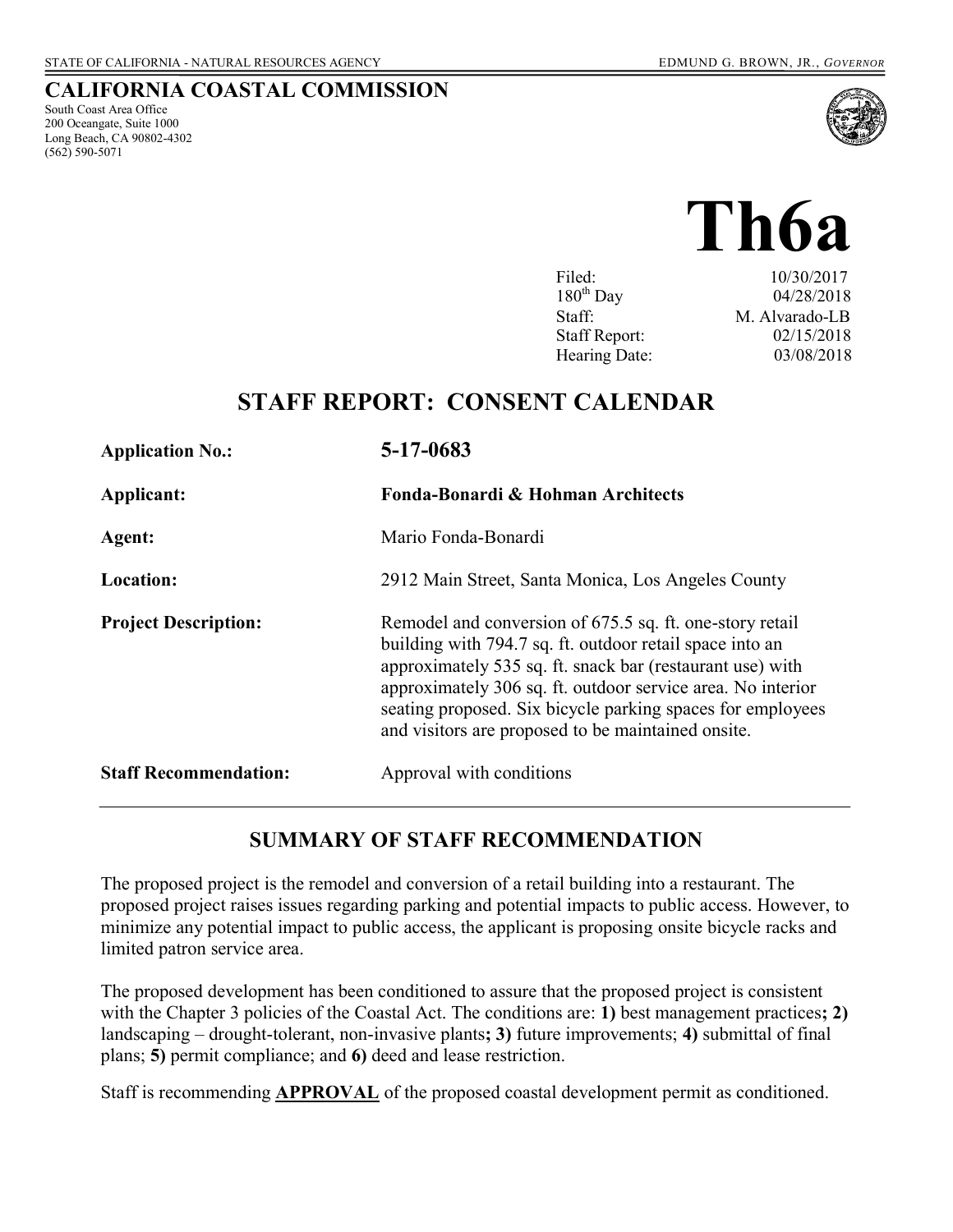STATE OF CALIFORNIA - NATURAL RESOURCES AGENCY EDMUND G. BROWN, JR., *GOVERNOR*

**CALIFORNIA COASTAL COMMISSION**
South Coast Area Office
200 Oceangate, Suite 1000
Long Beach, CA 90802-4302
(562) 590-5071

# Th6a

| | |
|---|---|
| Filed: | 10/30/2017 |
| 180th Day | 04/28/2018 |
| Staff: | M. Alvarado-LB |
| Staff Report: | 02/15/2018 |
| Hearing Date: | 03/08/2018 |

## STAFF REPORT: CONSENT CALENDAR

| | |
|---|---|
| **Application No.:** | **5-17-0683** |
| **Applicant:** | **Fonda-Bonardi & Hohman Architects** |
| **Agent:** | Mario Fonda-Bonardi |
| **Location:** | 2912 Main Street, Santa Monica, Los Angeles County |
| **Project Description:** | Remodel and conversion of 675.5 sq. ft. one-story retail building with 794.7 sq. ft. outdoor retail space into an approximately 535 sq. ft. snack bar (restaurant use) with approximately 306 sq. ft. outdoor service area. No interior seating proposed. Six bicycle parking spaces for employees and visitors are proposed to be maintained onsite. |
| **Staff Recommendation:** | Approval with conditions |

## SUMMARY OF STAFF RECOMMENDATION

The proposed project is the remodel and conversion of a retail building into a restaurant. The proposed project raises issues regarding parking and potential impacts to public access. However, to minimize any potential impact to public access, the applicant is proposing onsite bicycle racks and limited patron service area.

The proposed development has been conditioned to assure that the proposed project is consistent with the Chapter 3 policies of the Coastal Act. The conditions are: **1)** best management practices**; 2)** landscaping – drought-tolerant, non-invasive plants**; 3)** future improvements; **4)** submittal of final plans; **5)** permit compliance; and **6)** deed and lease restriction.

Staff is recommending **APPROVAL** of the proposed coastal development permit as conditioned.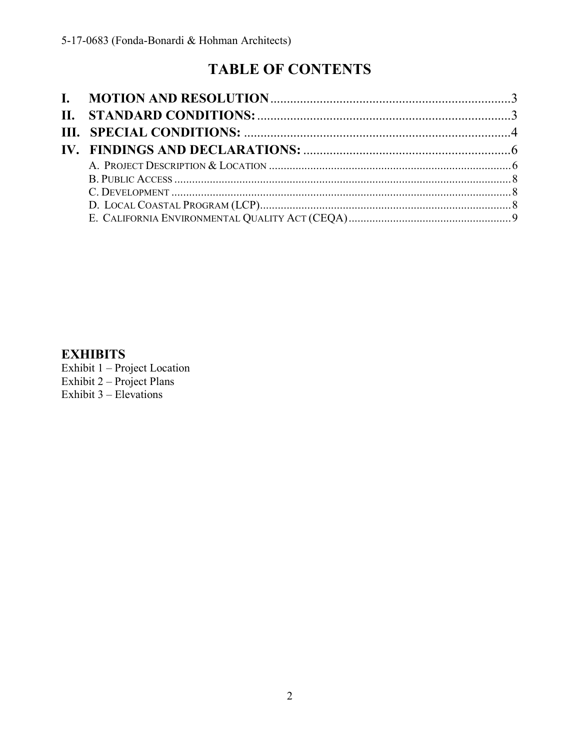# TABLE OF CONTENTS

**I. MOTION AND RESOLUTION** ........................................................................ 3
**II. STANDARD CONDITIONS:** ............................................................................ 3
**III. SPECIAL CONDITIONS:** ................................................................................ 4
**IV. FINDINGS AND DECLARATIONS:** ............................................................... 6
- A. PROJECT DESCRIPTION & LOCATION ................................................................................. 6
- B. PUBLIC ACCESS ................................................................................................................ 8
- C. DEVELOPMENT .................................................................................................................. 8
- D. LOCAL COASTAL PROGRAM (LCP) ..................................................................................... 8
- E. CALIFORNIA ENVIRONMENTAL QUALITY ACT (CEQA) ......................................................... 9

**EXHIBITS**

Exhibit 1 – Project Location
Exhibit 2 – Project Plans
Exhibit 3 – Elevations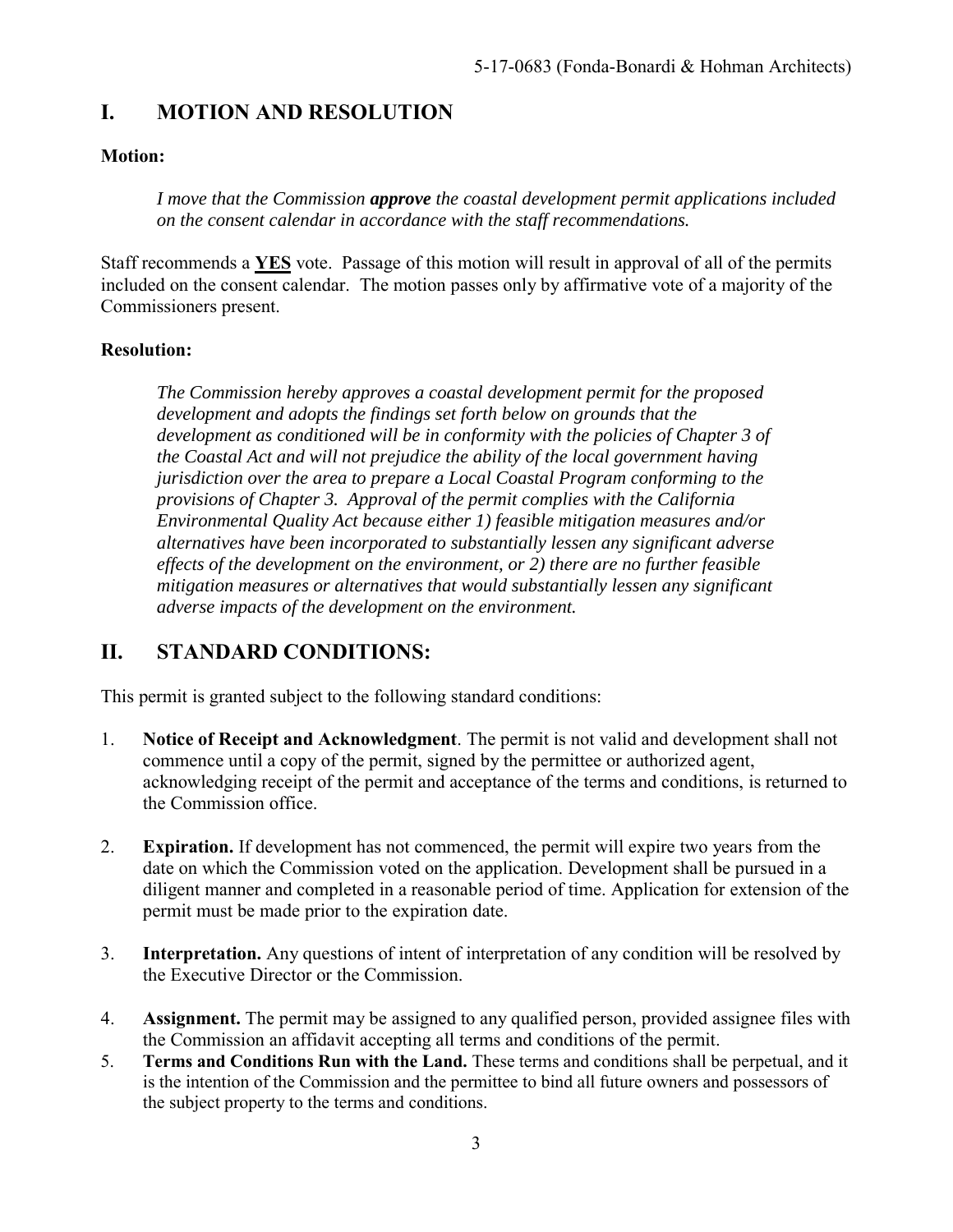## I. MOTION AND RESOLUTION

**Motion:**

> *I move that the Commission **approve** the coastal development permit applications included on the consent calendar in accordance with the staff recommendations.*

Staff recommends a **YES** vote. Passage of this motion will result in approval of all of the permits included on the consent calendar. The motion passes only by affirmative vote of a majority of the Commissioners present.

**Resolution:**

> *The Commission hereby approves a coastal development permit for the proposed development and adopts the findings set forth below on grounds that the development as conditioned will be in conformity with the policies of Chapter 3 of the Coastal Act and will not prejudice the ability of the local government having jurisdiction over the area to prepare a Local Coastal Program conforming to the provisions of Chapter 3. Approval of the permit complies with the California Environmental Quality Act because either 1) feasible mitigation measures and/or alternatives have been incorporated to substantially lessen any significant adverse effects of the development on the environment, or 2) there are no further feasible mitigation measures or alternatives that would substantially lessen any significant adverse impacts of the development on the environment.*

## II. STANDARD CONDITIONS:

This permit is granted subject to the following standard conditions:

1. **Notice of Receipt and Acknowledgment**. The permit is not valid and development shall not commence until a copy of the permit, signed by the permittee or authorized agent, acknowledging receipt of the permit and acceptance of the terms and conditions, is returned to the Commission office.

2. **Expiration.** If development has not commenced, the permit will expire two years from the date on which the Commission voted on the application. Development shall be pursued in a diligent manner and completed in a reasonable period of time. Application for extension of the permit must be made prior to the expiration date.

3. **Interpretation.** Any questions of intent of interpretation of any condition will be resolved by the Executive Director or the Commission.

4. **Assignment.** The permit may be assigned to any qualified person, provided assignee files with the Commission an affidavit accepting all terms and conditions of the permit.

5. **Terms and Conditions Run with the Land.** These terms and conditions shall be perpetual, and it is the intention of the Commission and the permittee to bind all future owners and possessors of the subject property to the terms and conditions.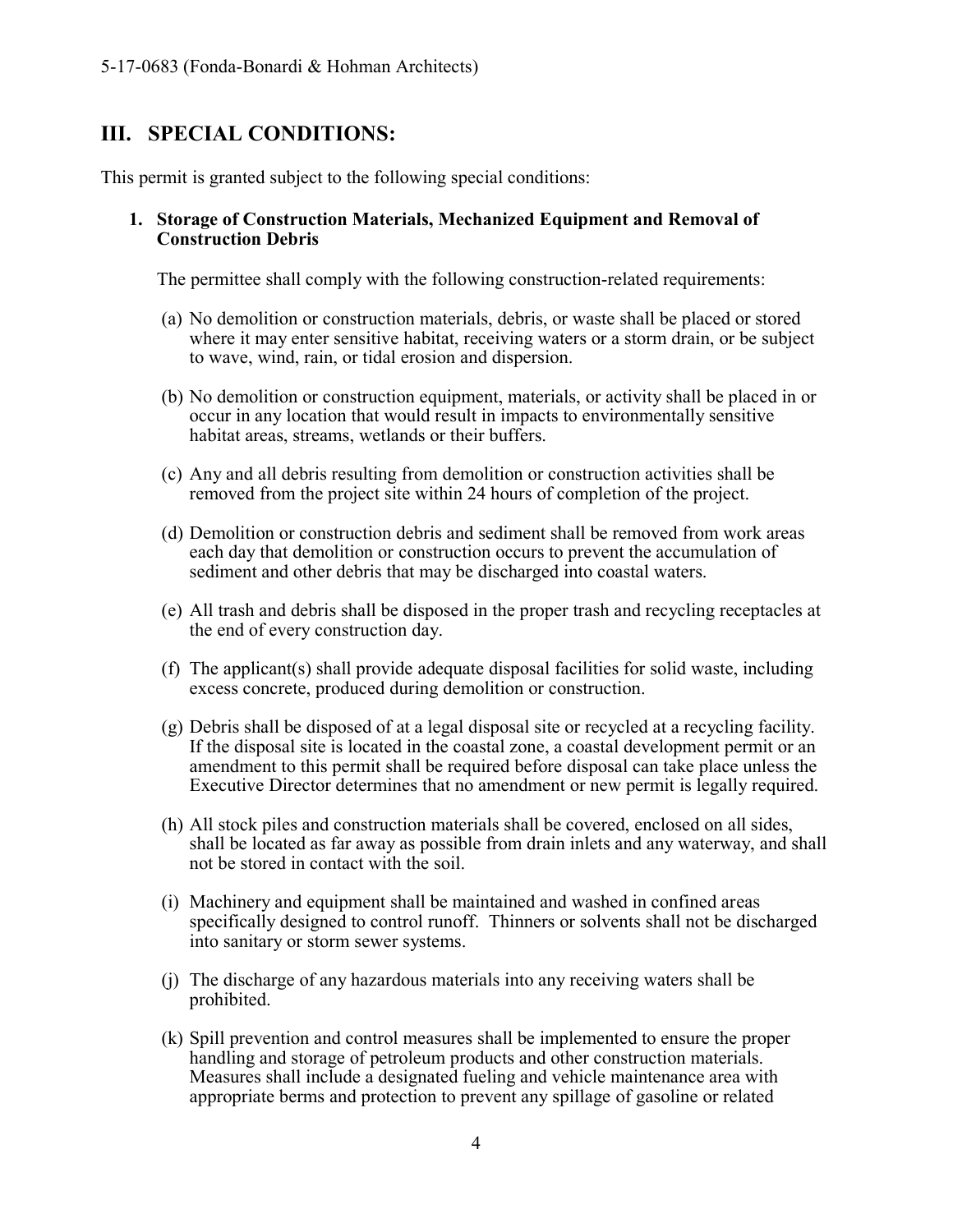## III. SPECIAL CONDITIONS:

This permit is granted subject to the following special conditions:

**1. Storage of Construction Materials, Mechanized Equipment and Removal of Construction Debris**

The permittee shall comply with the following construction-related requirements:

(a) No demolition or construction materials, debris, or waste shall be placed or stored where it may enter sensitive habitat, receiving waters or a storm drain, or be subject to wave, wind, rain, or tidal erosion and dispersion.

(b) No demolition or construction equipment, materials, or activity shall be placed in or occur in any location that would result in impacts to environmentally sensitive habitat areas, streams, wetlands or their buffers.

(c) Any and all debris resulting from demolition or construction activities shall be removed from the project site within 24 hours of completion of the project.

(d) Demolition or construction debris and sediment shall be removed from work areas each day that demolition or construction occurs to prevent the accumulation of sediment and other debris that may be discharged into coastal waters.

(e) All trash and debris shall be disposed in the proper trash and recycling receptacles at the end of every construction day.

(f) The applicant(s) shall provide adequate disposal facilities for solid waste, including excess concrete, produced during demolition or construction.

(g) Debris shall be disposed of at a legal disposal site or recycled at a recycling facility. If the disposal site is located in the coastal zone, a coastal development permit or an amendment to this permit shall be required before disposal can take place unless the Executive Director determines that no amendment or new permit is legally required.

(h) All stock piles and construction materials shall be covered, enclosed on all sides, shall be located as far away as possible from drain inlets and any waterway, and shall not be stored in contact with the soil.

(i) Machinery and equipment shall be maintained and washed in confined areas specifically designed to control runoff. Thinners or solvents shall not be discharged into sanitary or storm sewer systems.

(j) The discharge of any hazardous materials into any receiving waters shall be prohibited.

(k) Spill prevention and control measures shall be implemented to ensure the proper handling and storage of petroleum products and other construction materials. Measures shall include a designated fueling and vehicle maintenance area with appropriate berms and protection to prevent any spillage of gasoline or related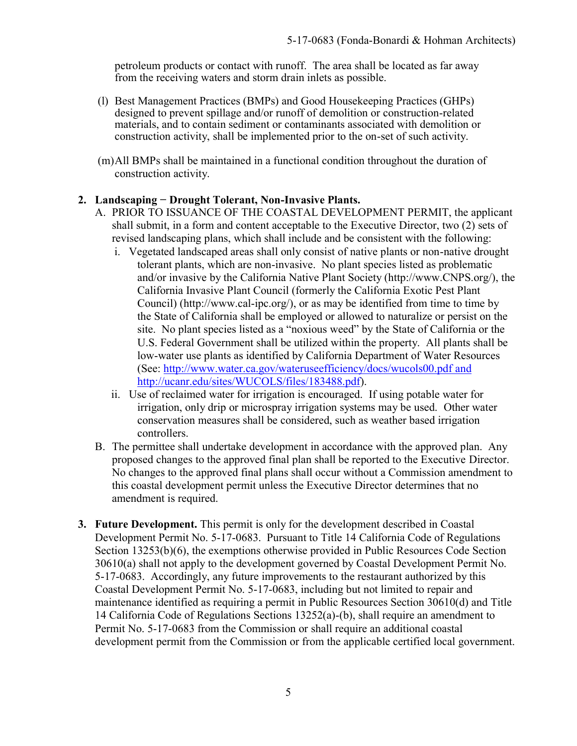petroleum products or contact with runoff. The area shall be located as far away from the receiving waters and storm drain inlets as possible.

(l) Best Management Practices (BMPs) and Good Housekeeping Practices (GHPs) designed to prevent spillage and/or runoff of demolition or construction-related materials, and to contain sediment or contaminants associated with demolition or construction activity, shall be implemented prior to the on-set of such activity.

(m) All BMPs shall be maintained in a functional condition throughout the duration of construction activity.

2. **Landscaping − Drought Tolerant, Non-Invasive Plants.**

   A. PRIOR TO ISSUANCE OF THE COASTAL DEVELOPMENT PERMIT, the applicant shall submit, in a form and content acceptable to the Executive Director, two (2) sets of revised landscaping plans, which shall include and be consistent with the following:

      i. Vegetated landscaped areas shall only consist of native plants or non-native drought tolerant plants, which are non-invasive. No plant species listed as problematic and/or invasive by the California Native Plant Society (http://www.CNPS.org/), the California Invasive Plant Council (formerly the California Exotic Pest Plant Council) (http://www.cal-ipc.org/), or as may be identified from time to time by the State of California shall be employed or allowed to naturalize or persist on the site. No plant species listed as a "noxious weed" by the State of California or the U.S. Federal Government shall be utilized within the property. All plants shall be low-water use plants as identified by California Department of Water Resources (See: [http://www.water.ca.gov/wateruseefficiency/docs/wucols00.pdf and http://ucanr.edu/sites/WUCOLS/files/183488.pdf](http://www.water.ca.gov/wateruseefficiency/docs/wucols00.pdf)).

      ii. Use of reclaimed water for irrigation is encouraged. If using potable water for irrigation, only drip or microspray irrigation systems may be used. Other water conservation measures shall be considered, such as weather based irrigation controllers.

   B. The permittee shall undertake development in accordance with the approved plan. Any proposed changes to the approved final plan shall be reported to the Executive Director. No changes to the approved final plans shall occur without a Commission amendment to this coastal development permit unless the Executive Director determines that no amendment is required.

3. **Future Development.** This permit is only for the development described in Coastal Development Permit No. 5-17-0683. Pursuant to Title 14 California Code of Regulations Section 13253(b)(6), the exemptions otherwise provided in Public Resources Code Section 30610(a) shall not apply to the development governed by Coastal Development Permit No. 5-17-0683. Accordingly, any future improvements to the restaurant authorized by this Coastal Development Permit No. 5-17-0683, including but not limited to repair and maintenance identified as requiring a permit in Public Resources Section 30610(d) and Title 14 California Code of Regulations Sections 13252(a)-(b), shall require an amendment to Permit No. 5-17-0683 from the Commission or shall require an additional coastal development permit from the Commission or from the applicable certified local government.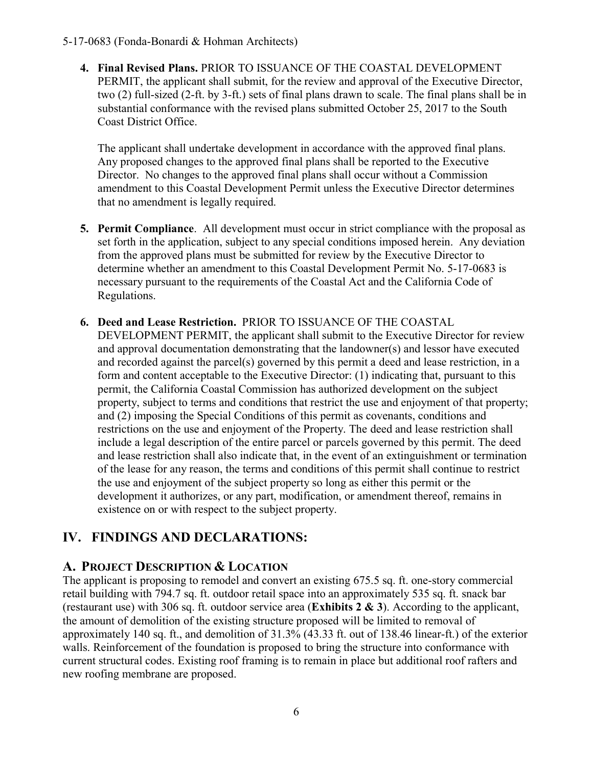4. **Final Revised Plans.** PRIOR TO ISSUANCE OF THE COASTAL DEVELOPMENT PERMIT, the applicant shall submit, for the review and approval of the Executive Director, two (2) full-sized (2-ft. by 3-ft.) sets of final plans drawn to scale. The final plans shall be in substantial conformance with the revised plans submitted October 25, 2017 to the South Coast District Office.

   The applicant shall undertake development in accordance with the approved final plans. Any proposed changes to the approved final plans shall be reported to the Executive Director. No changes to the approved final plans shall occur without a Commission amendment to this Coastal Development Permit unless the Executive Director determines that no amendment is legally required.

5. **Permit Compliance**. All development must occur in strict compliance with the proposal as set forth in the application, subject to any special conditions imposed herein. Any deviation from the approved plans must be submitted for review by the Executive Director to determine whether an amendment to this Coastal Development Permit No. 5-17-0683 is necessary pursuant to the requirements of the Coastal Act and the California Code of Regulations.

6. **Deed and Lease Restriction.** PRIOR TO ISSUANCE OF THE COASTAL DEVELOPMENT PERMIT, the applicant shall submit to the Executive Director for review and approval documentation demonstrating that the landowner(s) and lessor have executed and recorded against the parcel(s) governed by this permit a deed and lease restriction, in a form and content acceptable to the Executive Director: (1) indicating that, pursuant to this permit, the California Coastal Commission has authorized development on the subject property, subject to terms and conditions that restrict the use and enjoyment of that property; and (2) imposing the Special Conditions of this permit as covenants, conditions and restrictions on the use and enjoyment of the Property. The deed and lease restriction shall include a legal description of the entire parcel or parcels governed by this permit. The deed and lease restriction shall also indicate that, in the event of an extinguishment or termination of the lease for any reason, the terms and conditions of this permit shall continue to restrict the use and enjoyment of the subject property so long as either this permit or the development it authorizes, or any part, modification, or amendment thereof, remains in existence on or with respect to the subject property.

## IV. FINDINGS AND DECLARATIONS:

### A. PROJECT DESCRIPTION & LOCATION

The applicant is proposing to remodel and convert an existing 675.5 sq. ft. one-story commercial retail building with 794.7 sq. ft. outdoor retail space into an approximately 535 sq. ft. snack bar (restaurant use) with 306 sq. ft. outdoor service area (**Exhibits 2 & 3**). According to the applicant, the amount of demolition of the existing structure proposed will be limited to removal of approximately 140 sq. ft., and demolition of 31.3% (43.33 ft. out of 138.46 linear-ft.) of the exterior walls. Reinforcement of the foundation is proposed to bring the structure into conformance with current structural codes. Existing roof framing is to remain in place but additional roof rafters and new roofing membrane are proposed.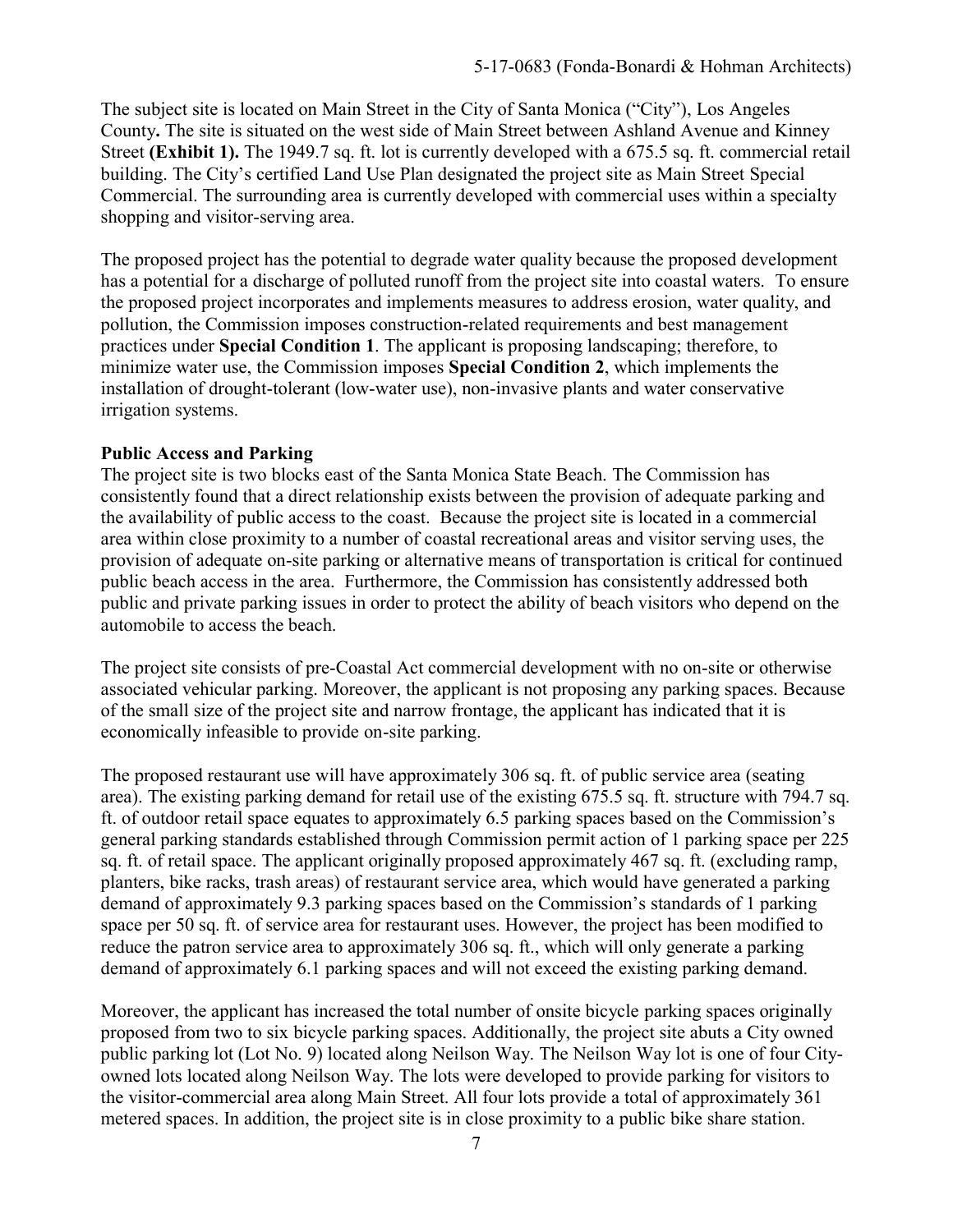The subject site is located on Main Street in the City of Santa Monica ("City"), Los Angeles County**.** The site is situated on the west side of Main Street between Ashland Avenue and Kinney Street **(Exhibit 1).** The 1949.7 sq. ft. lot is currently developed with a 675.5 sq. ft. commercial retail building. The City's certified Land Use Plan designated the project site as Main Street Special Commercial. The surrounding area is currently developed with commercial uses within a specialty shopping and visitor-serving area.

The proposed project has the potential to degrade water quality because the proposed development has a potential for a discharge of polluted runoff from the project site into coastal waters. To ensure the proposed project incorporates and implements measures to address erosion, water quality, and pollution, the Commission imposes construction-related requirements and best management practices under **Special Condition 1**. The applicant is proposing landscaping; therefore, to minimize water use, the Commission imposes **Special Condition 2**, which implements the installation of drought-tolerant (low-water use), non-invasive plants and water conservative irrigation systems.

**Public Access and Parking**

The project site is two blocks east of the Santa Monica State Beach. The Commission has consistently found that a direct relationship exists between the provision of adequate parking and the availability of public access to the coast. Because the project site is located in a commercial area within close proximity to a number of coastal recreational areas and visitor serving uses, the provision of adequate on-site parking or alternative means of transportation is critical for continued public beach access in the area. Furthermore, the Commission has consistently addressed both public and private parking issues in order to protect the ability of beach visitors who depend on the automobile to access the beach.

The project site consists of pre-Coastal Act commercial development with no on-site or otherwise associated vehicular parking. Moreover, the applicant is not proposing any parking spaces. Because of the small size of the project site and narrow frontage, the applicant has indicated that it is economically infeasible to provide on-site parking.

The proposed restaurant use will have approximately 306 sq. ft. of public service area (seating area). The existing parking demand for retail use of the existing 675.5 sq. ft. structure with 794.7 sq. ft. of outdoor retail space equates to approximately 6.5 parking spaces based on the Commission's general parking standards established through Commission permit action of 1 parking space per 225 sq. ft. of retail space. The applicant originally proposed approximately 467 sq. ft. (excluding ramp, planters, bike racks, trash areas) of restaurant service area, which would have generated a parking demand of approximately 9.3 parking spaces based on the Commission's standards of 1 parking space per 50 sq. ft. of service area for restaurant uses. However, the project has been modified to reduce the patron service area to approximately 306 sq. ft., which will only generate a parking demand of approximately 6.1 parking spaces and will not exceed the existing parking demand.

Moreover, the applicant has increased the total number of onsite bicycle parking spaces originally proposed from two to six bicycle parking spaces. Additionally, the project site abuts a City owned public parking lot (Lot No. 9) located along Neilson Way. The Neilson Way lot is one of four City-owned lots located along Neilson Way. The lots were developed to provide parking for visitors to the visitor-commercial area along Main Street. All four lots provide a total of approximately 361 metered spaces. In addition, the project site is in close proximity to a public bike share station.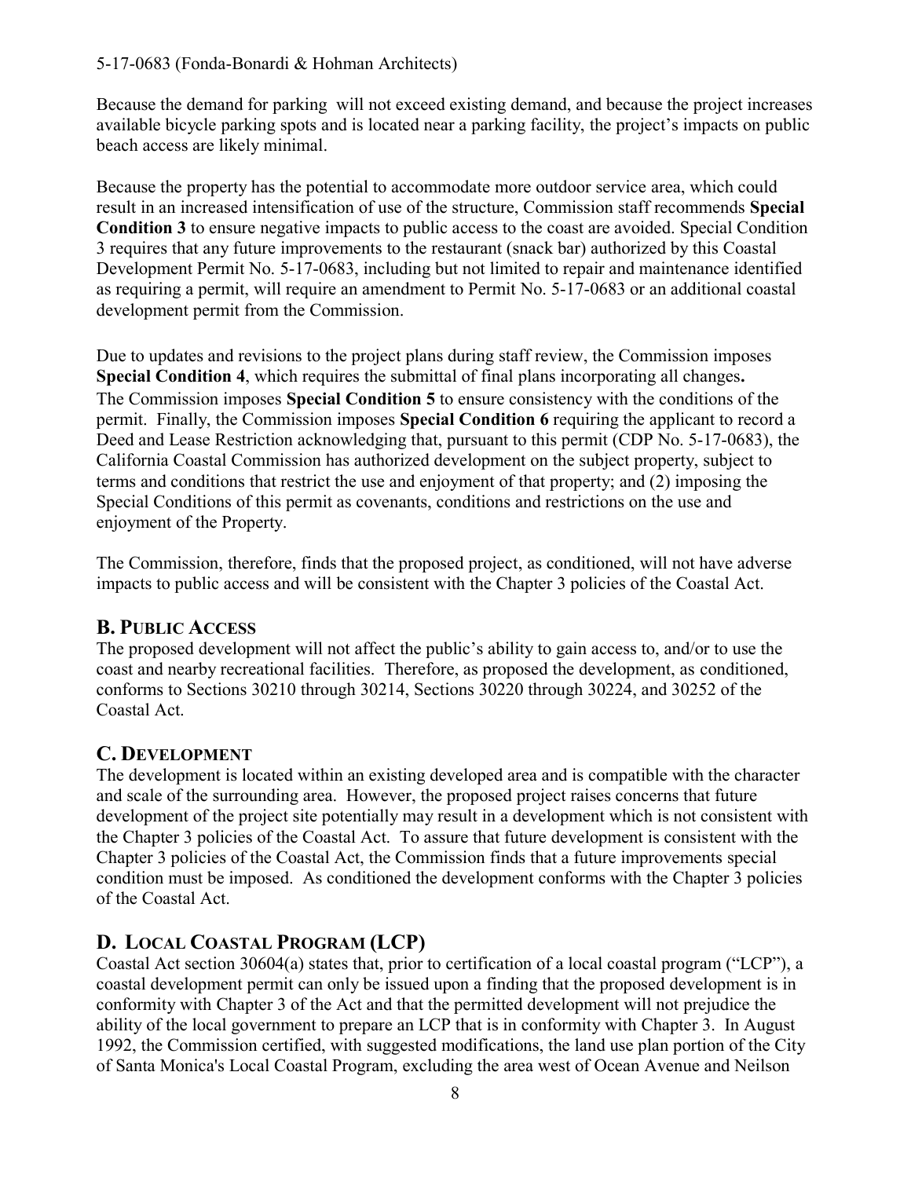Because the demand for parking will not exceed existing demand, and because the project increases available bicycle parking spots and is located near a parking facility, the project's impacts on public beach access are likely minimal.

Because the property has the potential to accommodate more outdoor service area, which could result in an increased intensification of use of the structure, Commission staff recommends **Special Condition 3** to ensure negative impacts to public access to the coast are avoided. Special Condition 3 requires that any future improvements to the restaurant (snack bar) authorized by this Coastal Development Permit No. 5-17-0683, including but not limited to repair and maintenance identified as requiring a permit, will require an amendment to Permit No. 5-17-0683 or an additional coastal development permit from the Commission.

Due to updates and revisions to the project plans during staff review, the Commission imposes **Special Condition 4**, which requires the submittal of final plans incorporating all changes**.** The Commission imposes **Special Condition 5** to ensure consistency with the conditions of the permit. Finally, the Commission imposes **Special Condition 6** requiring the applicant to record a Deed and Lease Restriction acknowledging that, pursuant to this permit (CDP No. 5-17-0683), the California Coastal Commission has authorized development on the subject property, subject to terms and conditions that restrict the use and enjoyment of that property; and (2) imposing the Special Conditions of this permit as covenants, conditions and restrictions on the use and enjoyment of the Property.

The Commission, therefore, finds that the proposed project, as conditioned, will not have adverse impacts to public access and will be consistent with the Chapter 3 policies of the Coastal Act.

## B. Public Access

The proposed development will not affect the public's ability to gain access to, and/or to use the coast and nearby recreational facilities. Therefore, as proposed the development, as conditioned, conforms to Sections 30210 through 30214, Sections 30220 through 30224, and 30252 of the Coastal Act.

## C. Development

The development is located within an existing developed area and is compatible with the character and scale of the surrounding area. However, the proposed project raises concerns that future development of the project site potentially may result in a development which is not consistent with the Chapter 3 policies of the Coastal Act. To assure that future development is consistent with the Chapter 3 policies of the Coastal Act, the Commission finds that a future improvements special condition must be imposed. As conditioned the development conforms with the Chapter 3 policies of the Coastal Act.

## D. Local Coastal Program (LCP)

Coastal Act section 30604(a) states that, prior to certification of a local coastal program ("LCP"), a coastal development permit can only be issued upon a finding that the proposed development is in conformity with Chapter 3 of the Act and that the permitted development will not prejudice the ability of the local government to prepare an LCP that is in conformity with Chapter 3. In August 1992, the Commission certified, with suggested modifications, the land use plan portion of the City of Santa Monica's Local Coastal Program, excluding the area west of Ocean Avenue and Neilson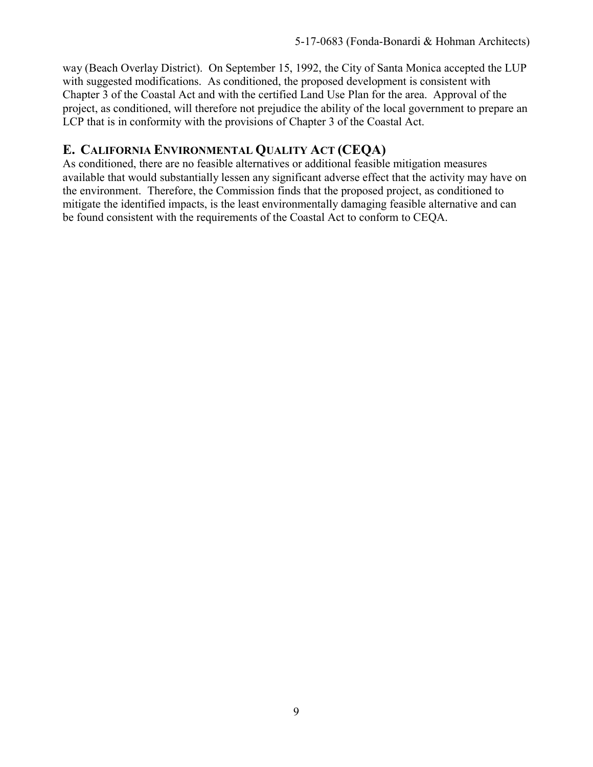way (Beach Overlay District). On September 15, 1992, the City of Santa Monica accepted the LUP with suggested modifications. As conditioned, the proposed development is consistent with Chapter 3 of the Coastal Act and with the certified Land Use Plan for the area. Approval of the project, as conditioned, will therefore not prejudice the ability of the local government to prepare an LCP that is in conformity with the provisions of Chapter 3 of the Coastal Act.

## E. CALIFORNIA ENVIRONMENTAL QUALITY ACT (CEQA)

As conditioned, there are no feasible alternatives or additional feasible mitigation measures available that would substantially lessen any significant adverse effect that the activity may have on the environment. Therefore, the Commission finds that the proposed project, as conditioned to mitigate the identified impacts, is the least environmentally damaging feasible alternative and can be found consistent with the requirements of the Coastal Act to conform to CEQA.